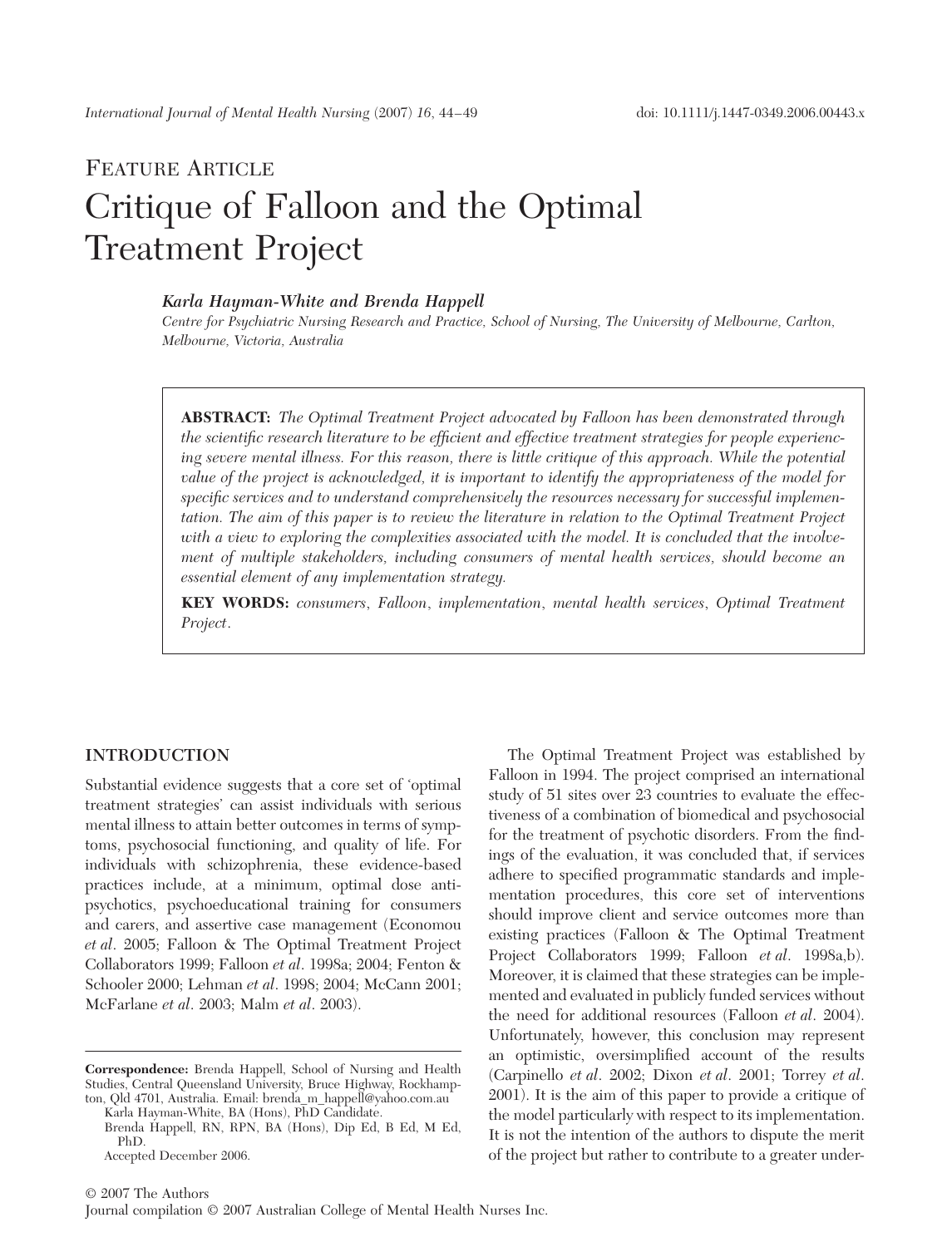FEATURE ARTICLE

# Critique of Falloon and the Optimal Treatment Project

***Karla Hayman-White and Brenda Happell***

*Centre for Psychiatric Nursing Research and Practice, School of Nursing, The University of Melbourne, Carlton, Melbourne, Victoria, Australia*

**ABSTRACT:** *The Optimal Treatment Project advocated by Falloon has been demonstrated through the scientific research literature to be efficient and effective treatment strategies for people experiencing severe mental illness. For this reason, there is little critique of this approach. While the potential value of the project is acknowledged, it is important to identify the appropriateness of the model for specific services and to understand comprehensively the resources necessary for successful implementation. The aim of this paper is to review the literature in relation to the Optimal Treatment Project with a view to exploring the complexities associated with the model. It is concluded that the involvement of multiple stakeholders, including consumers of mental health services, should become an essential element of any implementation strategy.*

**KEY WORDS:** *consumers*, *Falloon*, *implementation*, *mental health services*, *Optimal Treatment Project*.

## INTRODUCTION

Substantial evidence suggests that a core set of 'optimal treatment strategies' can assist individuals with serious mental illness to attain better outcomes in terms of symptoms, psychosocial functioning, and quality of life. For individuals with schizophrenia, these evidence-based practices include, at a minimum, optimal dose antipsychotics, psychoeducational training for consumers and carers, and assertive case management (Economou *et al*. 2005; Falloon & The Optimal Treatment Project Collaborators 1999; Falloon *et al*. 1998a; 2004; Fenton & Schooler 2000; Lehman *et al*. 1998; 2004; McCann 2001; McFarlane *et al*. 2003; Malm *et al*. 2003).

The Optimal Treatment Project was established by Falloon in 1994. The project comprised an international study of 51 sites over 23 countries to evaluate the effectiveness of a combination of biomedical and psychosocial for the treatment of psychotic disorders. From the findings of the evaluation, it was concluded that, if services adhere to specified programmatic standards and implementation procedures, this core set of interventions should improve client and service outcomes more than existing practices (Falloon & The Optimal Treatment Project Collaborators 1999; Falloon *et al*. 1998a,b). Moreover, it is claimed that these strategies can be implemented and evaluated in publicly funded services without the need for additional resources (Falloon *et al*. 2004). Unfortunately, however, this conclusion may represent an optimistic, oversimplified account of the results (Carpinello *et al*. 2002; Dixon *et al*. 2001; Torrey *et al*. 2001). It is the aim of this paper to provide a critique of the model particularly with respect to its implementation. It is not the intention of the authors to dispute the merit of the project but rather to contribute to a greater under-

**Correspondence:** Brenda Happell, School of Nursing and Health Studies, Central Queensland University, Bruce Highway, Rockhampton, Qld 4701, Australia. Email: brenda_m_happell@yahoo.com.au
Karla Hayman-White, BA (Hons), PhD Candidate.
Brenda Happell, RN, RPN, BA (Hons), Dip Ed, B Ed, M Ed, PhD.
Accepted December 2006.

© 2007 The Authors
Journal compilation © 2007 Australian College of Mental Health Nurses Inc.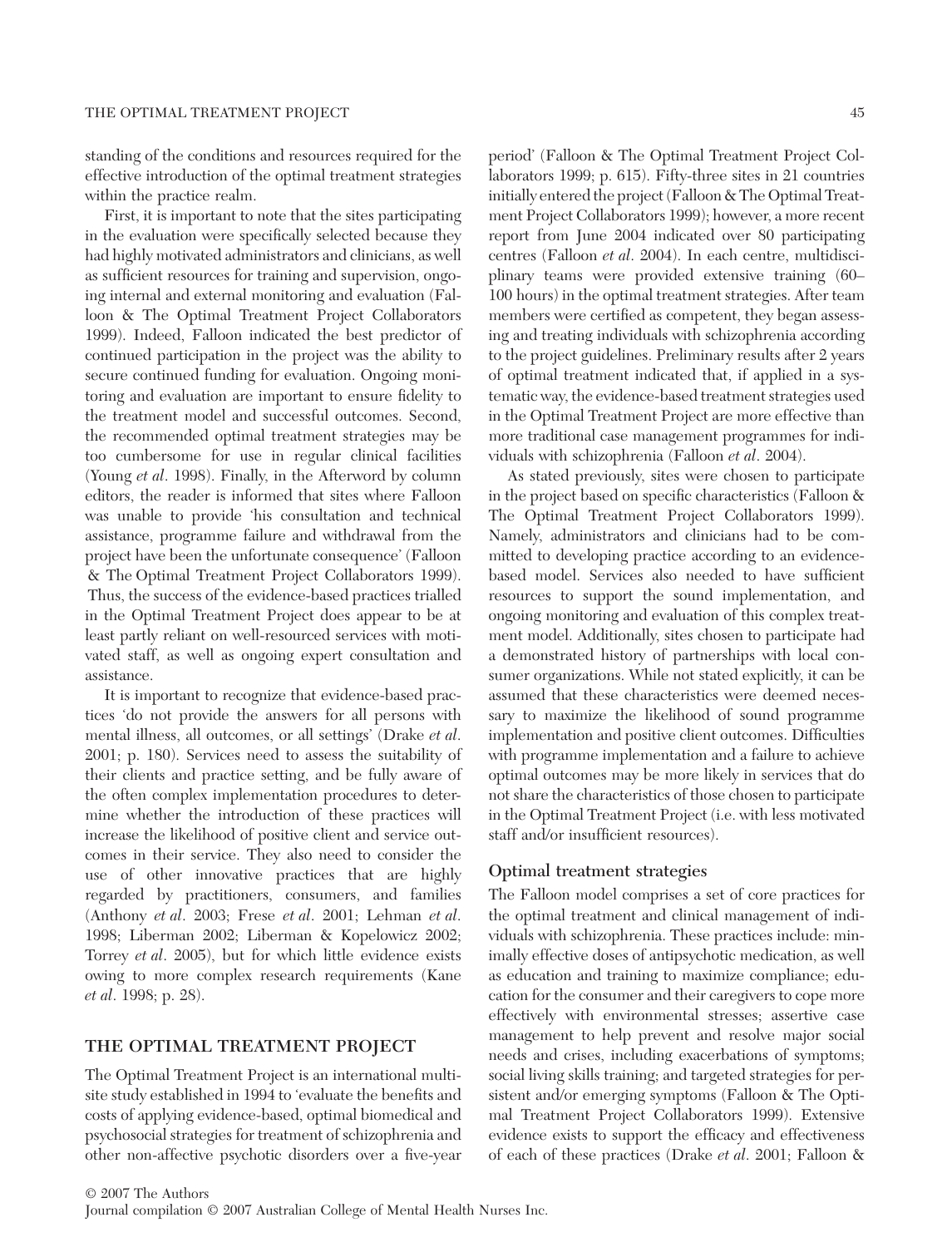standing of the conditions and resources required for the effective introduction of the optimal treatment strategies within the practice realm.

First, it is important to note that the sites participating in the evaluation were specifically selected because they had highly motivated administrators and clinicians, as well as sufficient resources for training and supervision, ongoing internal and external monitoring and evaluation (Falloon & The Optimal Treatment Project Collaborators 1999). Indeed, Falloon indicated the best predictor of continued participation in the project was the ability to secure continued funding for evaluation. Ongoing monitoring and evaluation are important to ensure fidelity to the treatment model and successful outcomes. Second, the recommended optimal treatment strategies may be too cumbersome for use in regular clinical facilities (Young *et al*. 1998). Finally, in the Afterword by column editors, the reader is informed that sites where Falloon was unable to provide 'his consultation and technical assistance, programme failure and withdrawal from the project have been the unfortunate consequence' (Falloon & The Optimal Treatment Project Collaborators 1999). Thus, the success of the evidence-based practices trialled in the Optimal Treatment Project does appear to be at least partly reliant on well-resourced services with motivated staff, as well as ongoing expert consultation and assistance.

It is important to recognize that evidence-based practices 'do not provide the answers for all persons with mental illness, all outcomes, or all settings' (Drake *et al*. 2001; p. 180). Services need to assess the suitability of their clients and practice setting, and be fully aware of the often complex implementation procedures to determine whether the introduction of these practices will increase the likelihood of positive client and service outcomes in their service. They also need to consider the use of other innovative practices that are highly regarded by practitioners, consumers, and families (Anthony *et al*. 2003; Frese *et al*. 2001; Lehman *et al*. 1998; Liberman 2002; Liberman & Kopelowicz 2002; Torrey *et al*. 2005), but for which little evidence exists owing to more complex research requirements (Kane *et al*. 1998; p. 28).

## THE OPTIMAL TREATMENT PROJECT

The Optimal Treatment Project is an international multisite study established in 1994 to 'evaluate the benefits and costs of applying evidence-based, optimal biomedical and psychosocial strategies for treatment of schizophrenia and other non-affective psychotic disorders over a five-year period' (Falloon & The Optimal Treatment Project Collaborators 1999; p. 615). Fifty-three sites in 21 countries initially entered the project (Falloon & The Optimal Treatment Project Collaborators 1999); however, a more recent report from June 2004 indicated over 80 participating centres (Falloon *et al*. 2004). In each centre, multidisciplinary teams were provided extensive training (60–100 hours) in the optimal treatment strategies. After team members were certified as competent, they began assessing and treating individuals with schizophrenia according to the project guidelines. Preliminary results after 2 years of optimal treatment indicated that, if applied in a systematic way, the evidence-based treatment strategies used in the Optimal Treatment Project are more effective than more traditional case management programmes for individuals with schizophrenia (Falloon *et al*. 2004).

As stated previously, sites were chosen to participate in the project based on specific characteristics (Falloon & The Optimal Treatment Project Collaborators 1999). Namely, administrators and clinicians had to be committed to developing practice according to an evidence-based model. Services also needed to have sufficient resources to support the sound implementation, and ongoing monitoring and evaluation of this complex treatment model. Additionally, sites chosen to participate had a demonstrated history of partnerships with local consumer organizations. While not stated explicitly, it can be assumed that these characteristics were deemed necessary to maximize the likelihood of sound programme implementation and positive client outcomes. Difficulties with programme implementation and a failure to achieve optimal outcomes may be more likely in services that do not share the characteristics of those chosen to participate in the Optimal Treatment Project (i.e. with less motivated staff and/or insufficient resources).

### Optimal treatment strategies

The Falloon model comprises a set of core practices for the optimal treatment and clinical management of individuals with schizophrenia. These practices include: minimally effective doses of antipsychotic medication, as well as education and training to maximize compliance; education for the consumer and their caregivers to cope more effectively with environmental stresses; assertive case management to help prevent and resolve major social needs and crises, including exacerbations of symptoms; social living skills training; and targeted strategies for persistent and/or emerging symptoms (Falloon & The Optimal Treatment Project Collaborators 1999). Extensive evidence exists to support the efficacy and effectiveness of each of these practices (Drake *et al*. 2001; Falloon &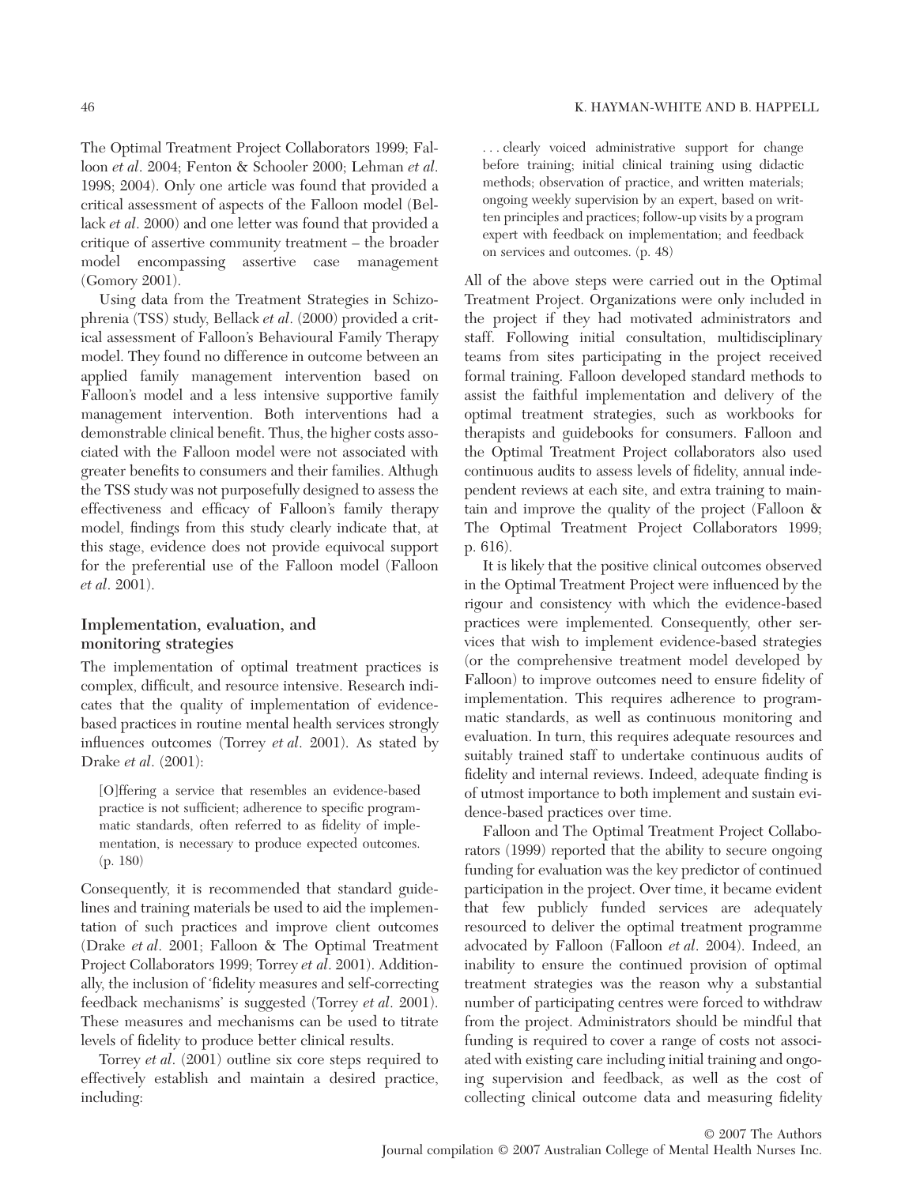The Optimal Treatment Project Collaborators 1999; Falloon *et al*. 2004; Fenton & Schooler 2000; Lehman *et al*. 1998; 2004). Only one article was found that provided a critical assessment of aspects of the Falloon model (Bellack *et al*. 2000) and one letter was found that provided a critique of assertive community treatment – the broader model encompassing assertive case management (Gomory 2001).

Using data from the Treatment Strategies in Schizophrenia (TSS) study, Bellack *et al*. (2000) provided a critical assessment of Falloon's Behavioural Family Therapy model. They found no difference in outcome between an applied family management intervention based on Falloon's model and a less intensive supportive family management intervention. Both interventions had a demonstrable clinical benefit. Thus, the higher costs associated with the Falloon model were not associated with greater benefits to consumers and their families. Althugh the TSS study was not purposefully designed to assess the effectiveness and efficacy of Falloon's family therapy model, findings from this study clearly indicate that, at this stage, evidence does not provide equivocal support for the preferential use of the Falloon model (Falloon *et al*. 2001).

## Implementation, evaluation, and monitoring strategies

The implementation of optimal treatment practices is complex, difficult, and resource intensive. Research indicates that the quality of implementation of evidence-based practices in routine mental health services strongly influences outcomes (Torrey *et al*. 2001). As stated by Drake *et al*. (2001):

> [O]ffering a service that resembles an evidence-based practice is not sufficient; adherence to specific programmatic standards, often referred to as fidelity of implementation, is necessary to produce expected outcomes. (p. 180)

Consequently, it is recommended that standard guidelines and training materials be used to aid the implementation of such practices and improve client outcomes (Drake *et al*. 2001; Falloon & The Optimal Treatment Project Collaborators 1999; Torrey *et al*. 2001). Additionally, the inclusion of 'fidelity measures and self-correcting feedback mechanisms' is suggested (Torrey *et al*. 2001). These measures and mechanisms can be used to titrate levels of fidelity to produce better clinical results.

Torrey *et al*. (2001) outline six core steps required to effectively establish and maintain a desired practice, including:

> ... clearly voiced administrative support for change before training; initial clinical training using didactic methods; observation of practice, and written materials; ongoing weekly supervision by an expert, based on written principles and practices; follow-up visits by a program expert with feedback on implementation; and feedback on services and outcomes. (p. 48)

All of the above steps were carried out in the Optimal Treatment Project. Organizations were only included in the project if they had motivated administrators and staff. Following initial consultation, multidisciplinary teams from sites participating in the project received formal training. Falloon developed standard methods to assist the faithful implementation and delivery of the optimal treatment strategies, such as workbooks for therapists and guidebooks for consumers. Falloon and the Optimal Treatment Project collaborators also used continuous audits to assess levels of fidelity, annual independent reviews at each site, and extra training to maintain and improve the quality of the project (Falloon & The Optimal Treatment Project Collaborators 1999; p. 616).

It is likely that the positive clinical outcomes observed in the Optimal Treatment Project were influenced by the rigour and consistency with which the evidence-based practices were implemented. Consequently, other services that wish to implement evidence-based strategies (or the comprehensive treatment model developed by Falloon) to improve outcomes need to ensure fidelity of implementation. This requires adherence to programmatic standards, as well as continuous monitoring and evaluation. In turn, this requires adequate resources and suitably trained staff to undertake continuous audits of fidelity and internal reviews. Indeed, adequate finding is of utmost importance to both implement and sustain evidence-based practices over time.

Falloon and The Optimal Treatment Project Collaborators (1999) reported that the ability to secure ongoing funding for evaluation was the key predictor of continued participation in the project. Over time, it became evident that few publicly funded services are adequately resourced to deliver the optimal treatment programme advocated by Falloon (Falloon *et al*. 2004). Indeed, an inability to ensure the continued provision of optimal treatment strategies was the reason why a substantial number of participating centres were forced to withdraw from the project. Administrators should be mindful that funding is required to cover a range of costs not associated with existing care including initial training and ongoing supervision and feedback, as well as the cost of collecting clinical outcome data and measuring fidelity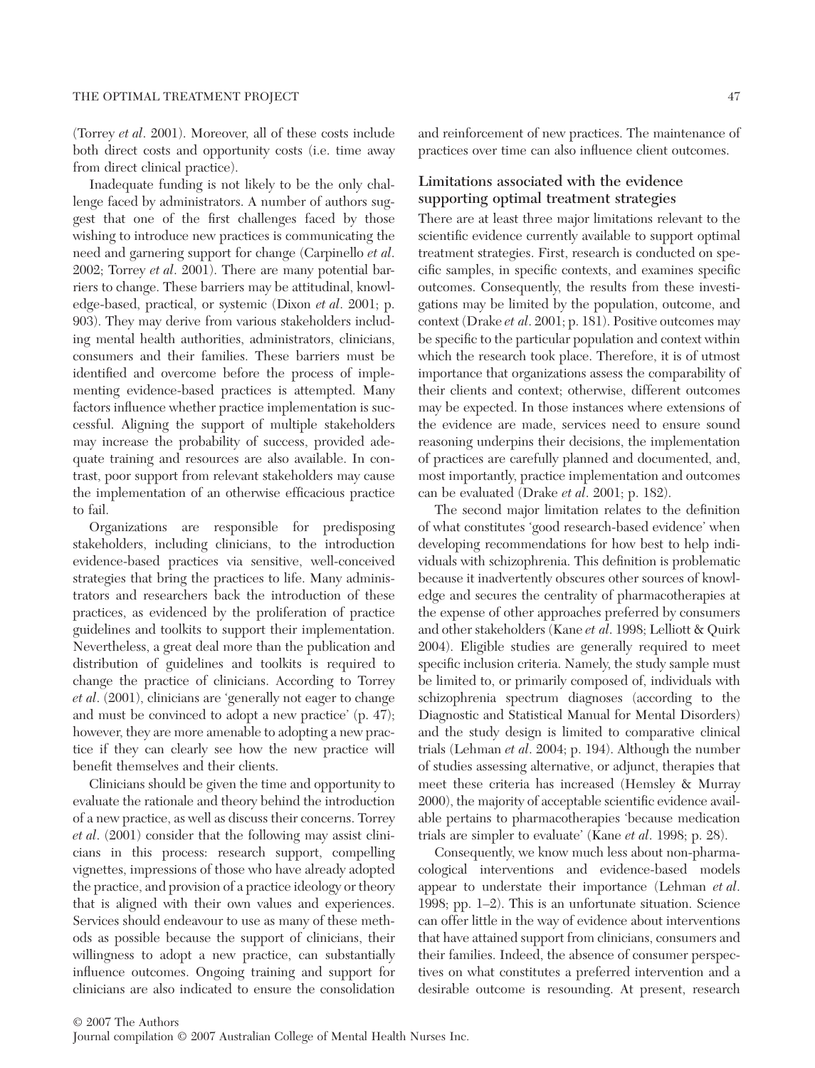(Torrey *et al*. 2001). Moreover, all of these costs include both direct costs and opportunity costs (i.e. time away from direct clinical practice).

Inadequate funding is not likely to be the only challenge faced by administrators. A number of authors suggest that one of the first challenges faced by those wishing to introduce new practices is communicating the need and garnering support for change (Carpinello *et al*. 2002; Torrey *et al*. 2001). There are many potential barriers to change. These barriers may be attitudinal, knowledge-based, practical, or systemic (Dixon *et al*. 2001; p. 903). They may derive from various stakeholders including mental health authorities, administrators, clinicians, consumers and their families. These barriers must be identified and overcome before the process of implementing evidence-based practices is attempted. Many factors influence whether practice implementation is successful. Aligning the support of multiple stakeholders may increase the probability of success, provided adequate training and resources are also available. In contrast, poor support from relevant stakeholders may cause the implementation of an otherwise efficacious practice to fail.

Organizations are responsible for predisposing stakeholders, including clinicians, to the introduction evidence-based practices via sensitive, well-conceived strategies that bring the practices to life. Many administrators and researchers back the introduction of these practices, as evidenced by the proliferation of practice guidelines and toolkits to support their implementation. Nevertheless, a great deal more than the publication and distribution of guidelines and toolkits is required to change the practice of clinicians. According to Torrey *et al*. (2001), clinicians are 'generally not eager to change and must be convinced to adopt a new practice' (p. 47); however, they are more amenable to adopting a new practice if they can clearly see how the new practice will benefit themselves and their clients.

Clinicians should be given the time and opportunity to evaluate the rationale and theory behind the introduction of a new practice, as well as discuss their concerns. Torrey *et al*. (2001) consider that the following may assist clinicians in this process: research support, compelling vignettes, impressions of those who have already adopted the practice, and provision of a practice ideology or theory that is aligned with their own values and experiences. Services should endeavour to use as many of these methods as possible because the support of clinicians, their willingness to adopt a new practice, can substantially influence outcomes. Ongoing training and support for clinicians are also indicated to ensure the consolidation and reinforcement of new practices. The maintenance of practices over time can also influence client outcomes.

### Limitations associated with the evidence supporting optimal treatment strategies

There are at least three major limitations relevant to the scientific evidence currently available to support optimal treatment strategies. First, research is conducted on specific samples, in specific contexts, and examines specific outcomes. Consequently, the results from these investigations may be limited by the population, outcome, and context (Drake *et al*. 2001; p. 181). Positive outcomes may be specific to the particular population and context within which the research took place. Therefore, it is of utmost importance that organizations assess the comparability of their clients and context; otherwise, different outcomes may be expected. In those instances where extensions of the evidence are made, services need to ensure sound reasoning underpins their decisions, the implementation of practices are carefully planned and documented, and, most importantly, practice implementation and outcomes can be evaluated (Drake *et al*. 2001; p. 182).

The second major limitation relates to the definition of what constitutes 'good research-based evidence' when developing recommendations for how best to help individuals with schizophrenia. This definition is problematic because it inadvertently obscures other sources of knowledge and secures the centrality of pharmacotherapies at the expense of other approaches preferred by consumers and other stakeholders (Kane *et al*. 1998; Lelliott & Quirk 2004). Eligible studies are generally required to meet specific inclusion criteria. Namely, the study sample must be limited to, or primarily composed of, individuals with schizophrenia spectrum diagnoses (according to the Diagnostic and Statistical Manual for Mental Disorders) and the study design is limited to comparative clinical trials (Lehman *et al*. 2004; p. 194). Although the number of studies assessing alternative, or adjunct, therapies that meet these criteria has increased (Hemsley & Murray 2000), the majority of acceptable scientific evidence available pertains to pharmacotherapies 'because medication trials are simpler to evaluate' (Kane *et al*. 1998; p. 28).

Consequently, we know much less about non-pharmacological interventions and evidence-based models appear to understate their importance (Lehman *et al*. 1998; pp. 1–2). This is an unfortunate situation. Science can offer little in the way of evidence about interventions that have attained support from clinicians, consumers and their families. Indeed, the absence of consumer perspectives on what constitutes a preferred intervention and a desirable outcome is resounding. At present, research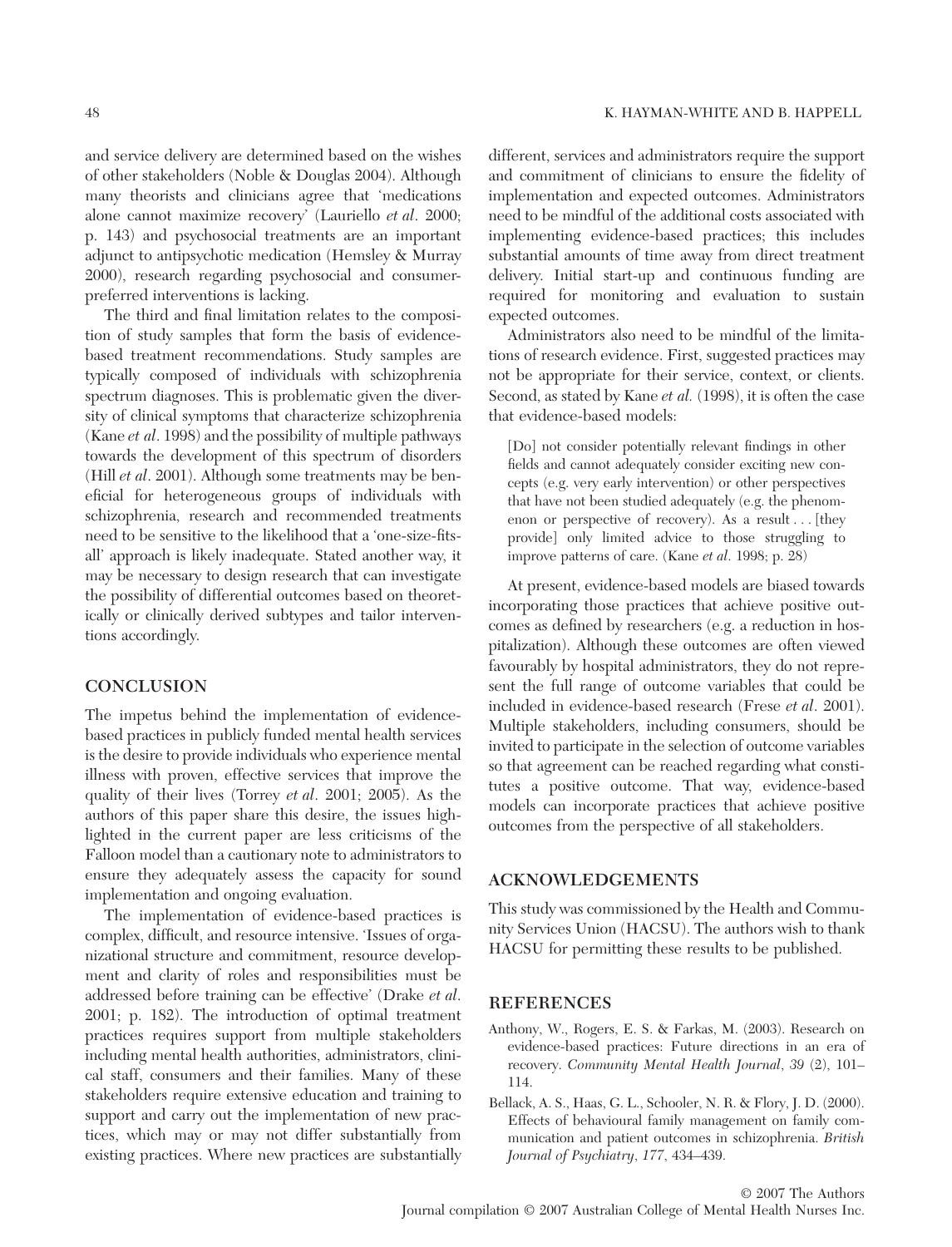and service delivery are determined based on the wishes of other stakeholders (Noble & Douglas 2004). Although many theorists and clinicians agree that 'medications alone cannot maximize recovery' (Lauriello *et al*. 2000; p. 143) and psychosocial treatments are an important adjunct to antipsychotic medication (Hemsley & Murray 2000), research regarding psychosocial and consumer-preferred interventions is lacking.

The third and final limitation relates to the composition of study samples that form the basis of evidence-based treatment recommendations. Study samples are typically composed of individuals with schizophrenia spectrum diagnoses. This is problematic given the diversity of clinical symptoms that characterize schizophrenia (Kane *et al*. 1998) and the possibility of multiple pathways towards the development of this spectrum of disorders (Hill *et al*. 2001). Although some treatments may be beneficial for heterogeneous groups of individuals with schizophrenia, research and recommended treatments need to be sensitive to the likelihood that a 'one-size-fits-all' approach is likely inadequate. Stated another way, it may be necessary to design research that can investigate the possibility of differential outcomes based on theoretically or clinically derived subtypes and tailor interventions accordingly.

## CONCLUSION

The impetus behind the implementation of evidence-based practices in publicly funded mental health services is the desire to provide individuals who experience mental illness with proven, effective services that improve the quality of their lives (Torrey *et al*. 2001; 2005). As the authors of this paper share this desire, the issues highlighted in the current paper are less criticisms of the Falloon model than a cautionary note to administrators to ensure they adequately assess the capacity for sound implementation and ongoing evaluation.

The implementation of evidence-based practices is complex, difficult, and resource intensive. 'Issues of organizational structure and commitment, resource development and clarity of roles and responsibilities must be addressed before training can be effective' (Drake *et al*. 2001; p. 182). The introduction of optimal treatment practices requires support from multiple stakeholders including mental health authorities, administrators, clinical staff, consumers and their families. Many of these stakeholders require extensive education and training to support and carry out the implementation of new practices, which may or may not differ substantially from existing practices. Where new practices are substantially different, services and administrators require the support and commitment of clinicians to ensure the fidelity of implementation and expected outcomes. Administrators need to be mindful of the additional costs associated with implementing evidence-based practices; this includes substantial amounts of time away from direct treatment delivery. Initial start-up and continuous funding are required for monitoring and evaluation to sustain expected outcomes.

Administrators also need to be mindful of the limitations of research evidence. First, suggested practices may not be appropriate for their service, context, or clients. Second, as stated by Kane *et al.* (1998), it is often the case that evidence-based models:

> [Do] not consider potentially relevant findings in other fields and cannot adequately consider exciting new concepts (e.g. very early intervention) or other perspectives that have not been studied adequately (e.g. the phenomenon or perspective of recovery). As a result . . . [they provide] only limited advice to those struggling to improve patterns of care. (Kane *et al*. 1998; p. 28)

At present, evidence-based models are biased towards incorporating those practices that achieve positive outcomes as defined by researchers (e.g. a reduction in hospitalization). Although these outcomes are often viewed favourably by hospital administrators, they do not represent the full range of outcome variables that could be included in evidence-based research (Frese *et al*. 2001). Multiple stakeholders, including consumers, should be invited to participate in the selection of outcome variables so that agreement can be reached regarding what constitutes a positive outcome. That way, evidence-based models can incorporate practices that achieve positive outcomes from the perspective of all stakeholders.

## ACKNOWLEDGEMENTS

This study was commissioned by the Health and Community Services Union (HACSU). The authors wish to thank HACSU for permitting these results to be published.

## REFERENCES

Anthony, W., Rogers, E. S. & Farkas, M. (2003). Research on evidence-based practices: Future directions in an era of recovery. *Community Mental Health Journal*, *39* (2), 101–114.

Bellack, A. S., Haas, G. L., Schooler, N. R. & Flory, J. D. (2000). Effects of behavioural family management on family communication and patient outcomes in schizophrenia. *British Journal of Psychiatry*, *177*, 434–439.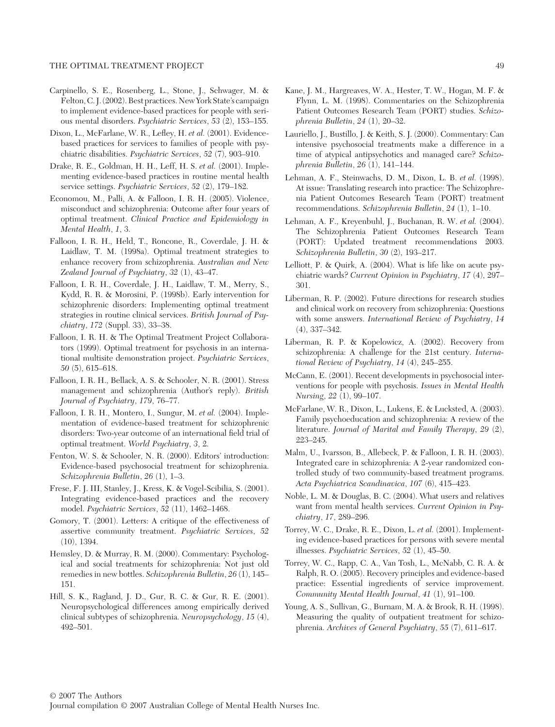Carpinello, S. E., Rosenberg, L., Stone, J., Schwager, M. & Felton, C. J. (2002). Best practices. New York State's campaign to implement evidence-based practices for people with serious mental disorders. *Psychiatric Services*, *53* (2), 153–155.

Dixon, L., McFarlane, W. R., Lefley, H. *et al.* (2001). Evidence-based practices for services to families of people with psychiatric disabilities. *Psychiatric Services*, *52* (7), 903–910.

Drake, R. E., Goldman, H. H., Leff, H. S. *et al.* (2001). Implementing evidence-based practices in routine mental health service settings. *Psychiatric Services*, *52* (2), 179–182.

Economou, M., Palli, A. & Falloon, I. R. H. (2005). Violence, misconduct and schizophrenia: Outcome after four years of optimal treatment. *Clinical Practice and Epidemiology in Mental Health*, *1*, 3.

Falloon, I. R. H., Held, T., Roncone, R., Coverdale, J. H. & Laidlaw, T. M. (1998a). Optimal treatment strategies to enhance recovery from schizophrenia. *Australian and New Zealand Journal of Psychiatry*, *32* (1), 43–47.

Falloon, I. R. H., Coverdale, J. H., Laidlaw, T. M., Merry, S., Kydd, R. R. & Morosini, P. (1998b). Early intervention for schizophrenic disorders: Implementing optimal treatment strategies in routine clinical services. *British Journal of Psychiatry*, *172* (Suppl. 33), 33–38.

Falloon, I. R. H. & The Optimal Treatment Project Collaborators (1999). Optimal treatment for psychosis in an international multisite demonstration project. *Psychiatric Services*, *50* (5), 615–618.

Falloon, I. R. H., Bellack, A. S. & Schooler, N. R. (2001). Stress management and schizophrenia (Author's reply). *British Journal of Psychiatry*, *179*, 76–77.

Falloon, I. R. H., Montero, I., Sungur, M. *et al.* (2004). Implementation of evidence-based treatment for schizophrenic disorders: Two-year outcome of an international field trial of optimal treatment. *World Psychiatry*, *3*, 2.

Fenton, W. S. & Schooler, N. R. (2000). Editors' introduction: Evidence-based psychosocial treatment for schizophrenia. *Schizophrenia Bulletin*, *26* (1), 1–3.

Frese, F. J. III, Stanley, J., Kress, K. & Vogel-Scibilia, S. (2001). Integrating evidence-based practices and the recovery model. *Psychiatric Services*, *52* (11), 1462–1468.

Gomory, T. (2001). Letters: A critique of the effectiveness of assertive community treatment. *Psychiatric Services*, *52* (10), 1394.

Hemsley, D. & Murray, R. M. (2000). Commentary: Psychological and social treatments for schizophrenia: Not just old remedies in new bottles. *Schizophrenia Bulletin*, *26* (1), 145–151.

Hill, S. K., Ragland, J. D., Gur, R. C. & Gur, R. E. (2001). Neuropsychological differences among empirically derived clinical subtypes of schizophrenia. *Neuropsychology*, *15* (4), 492–501.

Kane, J. M., Hargreaves, W. A., Hester, T. W., Hogan, M. F. & Flynn, L. M. (1998). Commentaries on the Schizophrenia Patient Outcomes Research Team (PORT) studies. *Schizophrenia Bulletin*, *24* (1), 20–32.

Lauriello, J., Bustillo, J. & Keith, S. J. (2000). Commentary: Can intensive psychosocial treatments make a difference in a time of atypical antipsychotics and managed care? *Schizophrenia Bulletin*, *26* (1), 141–144.

Lehman, A. F., Steinwachs, D. M., Dixon, L. B. *et al.* (1998). At issue: Translating research into practice: The Schizophrenia Patient Outcomes Research Team (PORT) treatment recommendations. *Schizophrenia Bulletin*, *24* (1), 1–10.

Lehman, A. F., Kreyenbuhl, J., Buchanan, R. W. *et al.* (2004). The Schizophrenia Patient Outcomes Research Team (PORT): Updated treatment recommendations 2003. *Schizophrenia Bulletin*, *30* (2), 193–217.

Lelliott, P. & Quirk, A. (2004). What is life like on acute psychiatric wards? *Current Opinion in Psychiatry*, *17* (4), 297–301.

Liberman, R. P. (2002). Future directions for research studies and clinical work on recovery from schizophrenia: Questions with some answers. *International Review of Psychiatry*, *14* (4), 337–342.

Liberman, R. P. & Kopelowicz, A. (2002). Recovery from schizophrenia: A challenge for the 21st century. *International Review of Psychiatry*, *14* (4), 245–255.

McCann, E. (2001). Recent developments in psychosocial interventions for people with psychosis. *Issues in Mental Health Nursing*, *22* (1), 99–107.

McFarlane, W. R., Dixon, L., Lukens, E. & Lucksted, A. (2003). Family psychoeducation and schizophrenia: A review of the literature. *Journal of Marital and Family Therapy*, *29* (2), 223–245.

Malm, U., Ivarsson, B., Allebeck, P. & Falloon, I. R. H. (2003). Integrated care in schizophrenia: A 2-year randomized controlled study of two community-based treatment programs. *Acta Psychiatrica Scandinavica*, *107* (6), 415–423.

Noble, L. M. & Douglas, B. C. (2004). What users and relatives want from mental health services. *Current Opinion in Psychiatry*, *17*, 289–296.

Torrey, W. C., Drake, R. E., Dixon, L. *et al.* (2001). Implementing evidence-based practices for persons with severe mental illnesses. *Psychiatric Services*, *52* (1), 45–50.

Torrey, W. C., Rapp, C. A., Van Tosh, L., McNabb, C. R. A. & Ralph, R. O. (2005). Recovery principles and evidence-based practice: Essential ingredients of service improvement. *Community Mental Health Journal*, *41* (1), 91–100.

Young, A. S., Sullivan, G., Burnam, M. A. & Brook, R. H. (1998). Measuring the quality of outpatient treatment for schizophrenia. *Archives of General Psychiatry*, *55* (7), 611–617.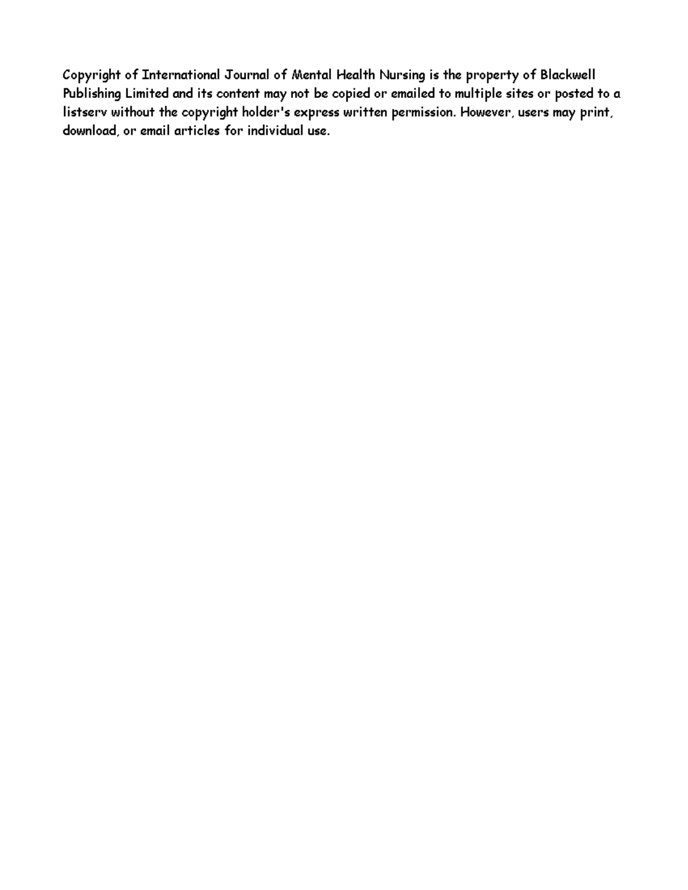Copyright of International Journal of Mental Health Nursing is the property of Blackwell Publishing Limited and its content may not be copied or emailed to multiple sites or posted to a listserv without the copyright holder's express written permission. However, users may print, download, or email articles for individual use.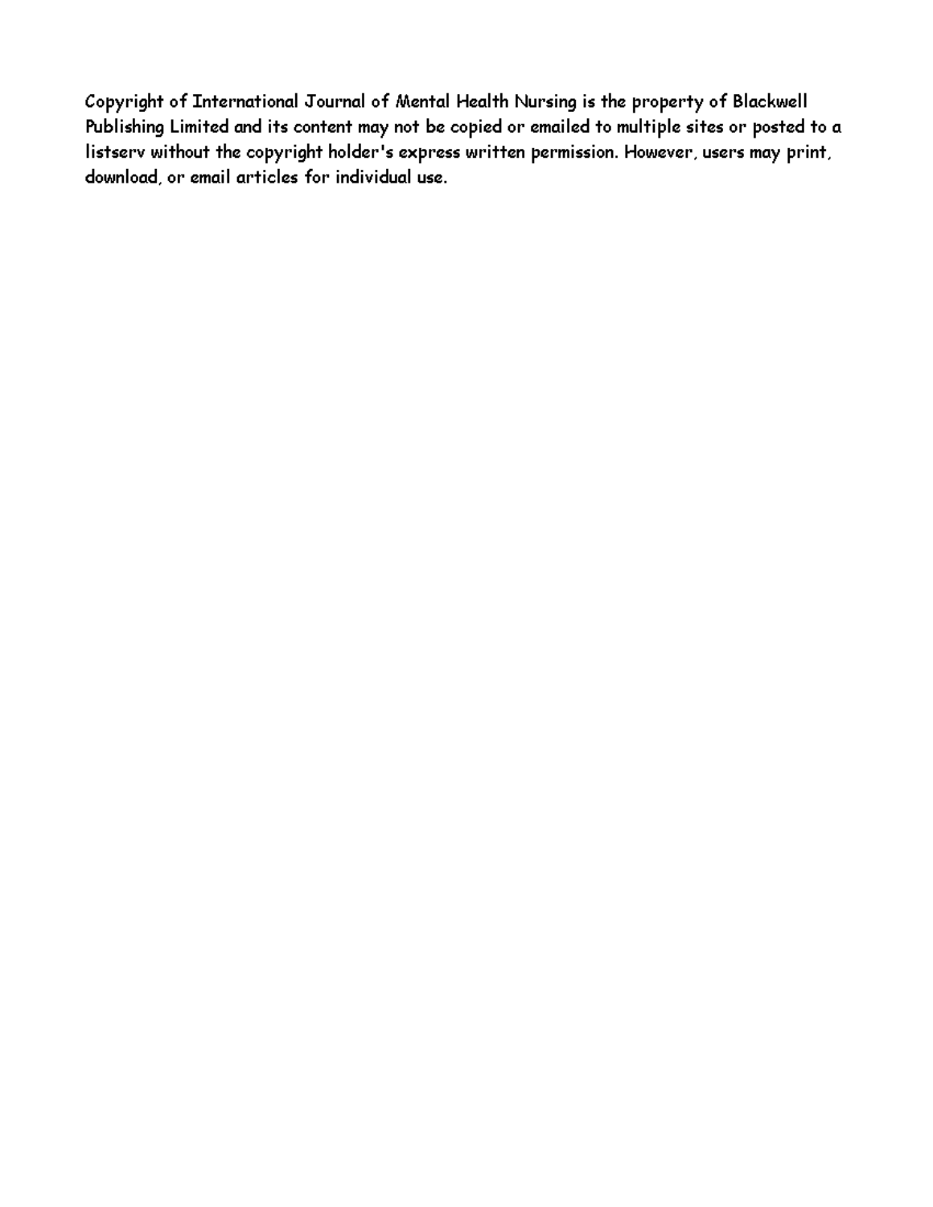Copyright of International Journal of Mental Health Nursing is the property of Blackwell Publishing Limited and its content may not be copied or emailed to multiple sites or posted to a listserv without the copyright holder's express written permission. However, users may print, download, or email articles for individual use.